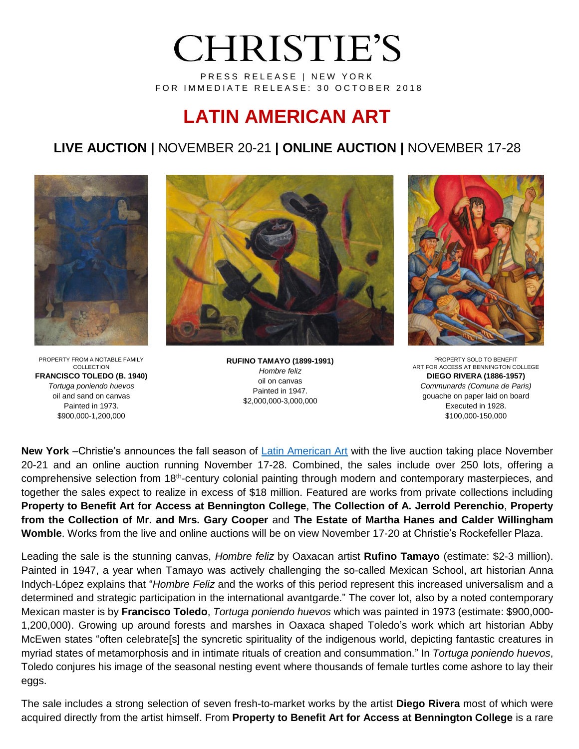# CHRISTIE'S

PRESS RELEASE | NEW YORK
FOR IMMEDIATE RELEASE: 30 OCTOBER 2018

# LATIN AMERICAN ART

## LIVE AUCTION | NOVEMBER 20-21 | ONLINE AUCTION | NOVEMBER 17-28

PROPERTY FROM A NOTABLE FAMILY COLLECTION
**FRANCISCO TOLEDO (B. 1940)**
*Tortuga poniendo huevos*
oil and sand on canvas
Painted in 1973.
$900,000-1,200,000

**RUFINO TAMAYO (1899-1991)**
*Hombre feliz*
oil on canvas
Painted in 1947.
$2,000,000-3,000,000

PROPERTY SOLD TO BENEFIT ART FOR ACCESS AT BENNINGTON COLLEGE
**DIEGO RIVERA (1886-1957)**
*Communards (Comuna de Paris)*
gouache on paper laid on board
Executed in 1928.
$100,000-150,000

**New York** –Christie's announces the fall season of Latin American Art with the live auction taking place November 20-21 and an online auction running November 17-28. Combined, the sales include over 250 lots, offering a comprehensive selection from 18th-century colonial painting through modern and contemporary masterpieces, and together the sales expect to realize in excess of $18 million. Featured are works from private collections including **Property to Benefit Art for Access at Bennington College**, **The Collection of A. Jerrold Perenchio**, **Property from the Collection of Mr. and Mrs. Gary Cooper** and **The Estate of Martha Hanes and Calder Willingham Womble**. Works from the live and online auctions will be on view November 17-20 at Christie's Rockefeller Plaza.

Leading the sale is the stunning canvas, *Hombre feliz* by Oaxacan artist **Rufino Tamayo** (estimate: $2-3 million). Painted in 1947, a year when Tamayo was actively challenging the so-called Mexican School, art historian Anna Indych-López explains that "*Hombre Feliz* and the works of this period represent this increased universalism and a determined and strategic participation in the international avantgarde." The cover lot, also by a noted contemporary Mexican master is by **Francisco Toledo**, *Tortuga poniendo huevos* which was painted in 1973 (estimate: $900,000-1,200,000). Growing up around forests and marshes in Oaxaca shaped Toledo's work which art historian Abby McEwen states "often celebrate[s] the syncretic spirituality of the indigenous world, depicting fantastic creatures in myriad states of metamorphosis and in intimate rituals of creation and consummation." In *Tortuga poniendo huevos*, Toledo conjures his image of the seasonal nesting event where thousands of female turtles come ashore to lay their eggs.

The sale includes a strong selection of seven fresh-to-market works by the artist **Diego Rivera** most of which were acquired directly from the artist himself. From **Property to Benefit Art for Access at Bennington College** is a rare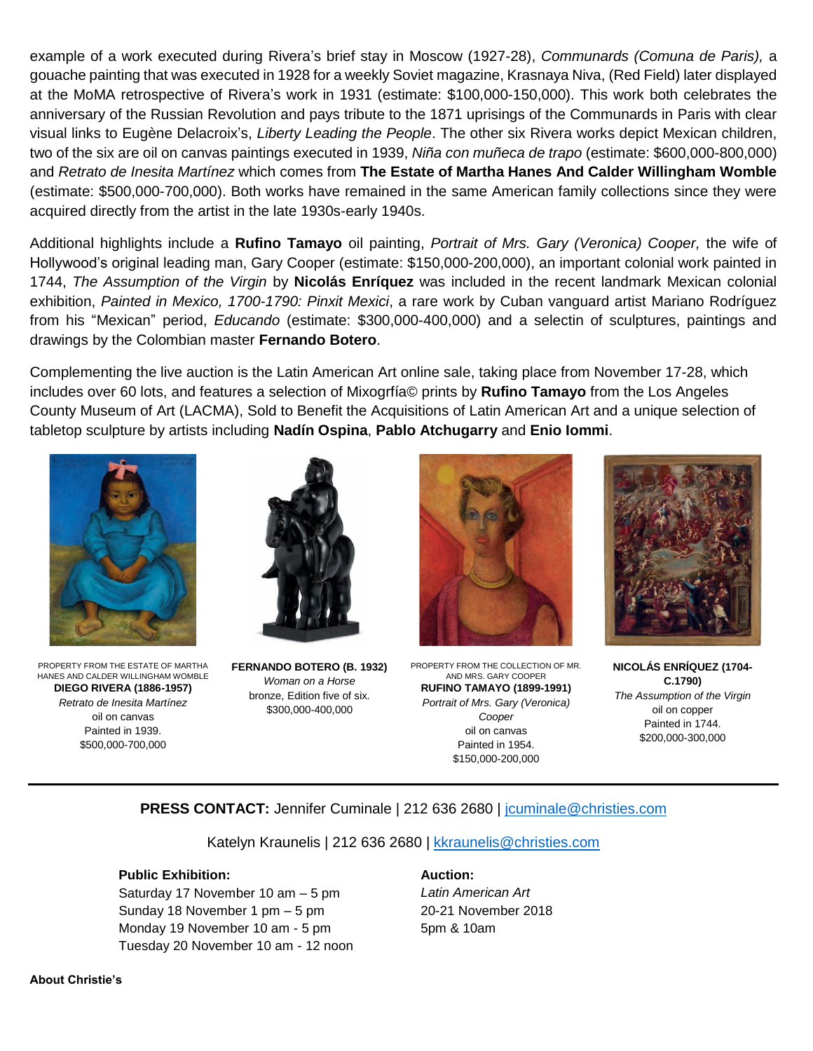example of a work executed during Rivera's brief stay in Moscow (1927-28), *Communards (Comuna de Paris),* a gouache painting that was executed in 1928 for a weekly Soviet magazine, Krasnaya Niva, (Red Field) later displayed at the MoMA retrospective of Rivera's work in 1931 (estimate: $100,000-150,000). This work both celebrates the anniversary of the Russian Revolution and pays tribute to the 1871 uprisings of the Communards in Paris with clear visual links to Eugène Delacroix's, *Liberty Leading the People*. The other six Rivera works depict Mexican children, two of the six are oil on canvas paintings executed in 1939, *Niña con muñeca de trapo* (estimate: $600,000-800,000) and *Retrato de Inesita Martínez* which comes from **The Estate of Martha Hanes And Calder Willingham Womble** (estimate: $500,000-700,000). Both works have remained in the same American family collections since they were acquired directly from the artist in the late 1930s-early 1940s.

Additional highlights include a **Rufino Tamayo** oil painting, *Portrait of Mrs. Gary (Veronica) Cooper,* the wife of Hollywood's original leading man, Gary Cooper (estimate: $150,000-200,000), an important colonial work painted in 1744, *The Assumption of the Virgin* by **Nicolás Enríquez** was included in the recent landmark Mexican colonial exhibition, *Painted in Mexico, 1700-1790: Pinxit Mexici*, a rare work by Cuban vanguard artist Mariano Rodríguez from his "Mexican" period, *Educando* (estimate: $300,000-400,000) and a selectin of sculptures, paintings and drawings by the Colombian master **Fernando Botero**.

Complementing the live auction is the Latin American Art online sale, taking place from November 17-28, which includes over 60 lots, and features a selection of Mixogrfía© prints by **Rufino Tamayo** from the Los Angeles County Museum of Art (LACMA), Sold to Benefit the Acquisitions of Latin American Art and a unique selection of tabletop sculpture by artists including **Nadín Ospina**, **Pablo Atchugarry** and **Enio Iommi**.

PROPERTY FROM THE ESTATE OF MARTHA HANES AND CALDER WILLINGHAM WOMBLE
**DIEGO RIVERA (1886-1957)**
*Retrato de Inesita Martínez*
oil on canvas
Painted in 1939.
$500,000-700,000

**FERNANDO BOTERO (B. 1932)**
*Woman on a Horse*
bronze, Edition five of six.
$300,000-400,000

PROPERTY FROM THE COLLECTION OF MR. AND MRS. GARY COOPER
**RUFINO TAMAYO (1899-1991)**
*Portrait of Mrs. Gary (Veronica) Cooper*
oil on canvas
Painted in 1954.
$150,000-200,000

**NICOLÁS ENRÍQUEZ (1704-C.1790)**
*The Assumption of the Virgin*
oil on copper
Painted in 1744.
$200,000-300,000

---

**PRESS CONTACT:** Jennifer Cuminale | 212 636 2680 | jcuminale@christies.com

Katelyn Kraunelis | 212 636 2680 | kkraunelis@christies.com

**Public Exhibition:**
Saturday 17 November 10 am – 5 pm
Sunday 18 November 1 pm – 5 pm
Monday 19 November 10 am - 5 pm
Tuesday 20 November 10 am - 12 noon

**Auction:**
*Latin American Art*
20-21 November 2018
5pm & 10am

**About Christie's**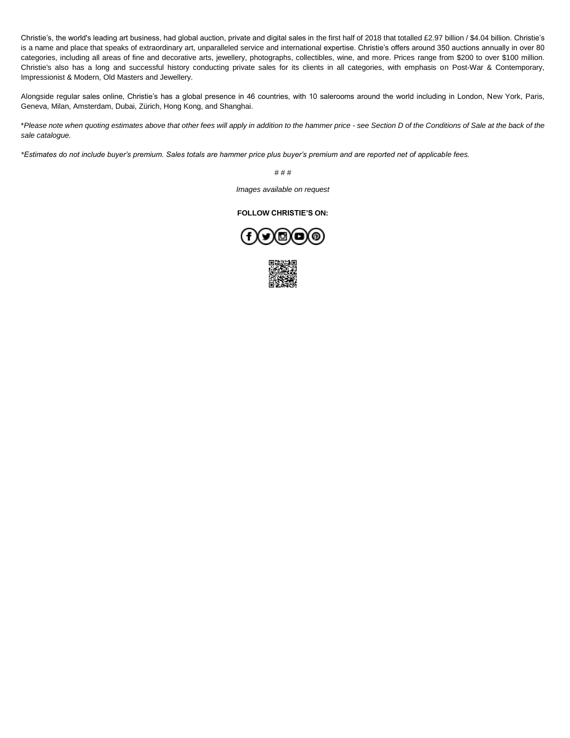Christie's, the world's leading art business, had global auction, private and digital sales in the first half of 2018 that totalled £2.97 billion / $4.04 billion. Christie's is a name and place that speaks of extraordinary art, unparalleled service and international expertise. Christie's offers around 350 auctions annually in over 80 categories, including all areas of fine and decorative arts, jewellery, photographs, collectibles, wine, and more. Prices range from $200 to over $100 million. Christie's also has a long and successful history conducting private sales for its clients in all categories, with emphasis on Post-War & Contemporary, Impressionist & Modern, Old Masters and Jewellery.

Alongside regular sales online, Christie's has a global presence in 46 countries, with 10 salerooms around the world including in London, New York, Paris, Geneva, Milan, Amsterdam, Dubai, Zürich, Hong Kong, and Shanghai.

**Please note when quoting estimates above that other fees will apply in addition to the hammer price - see Section D of the Conditions of Sale at the back of the sale catalogue.*

**Estimates do not include buyer's premium. Sales totals are hammer price plus buyer's premium and are reported net of applicable fees.*

# # #

*Images available on request*

**FOLLOW CHRISTIE'S ON:**